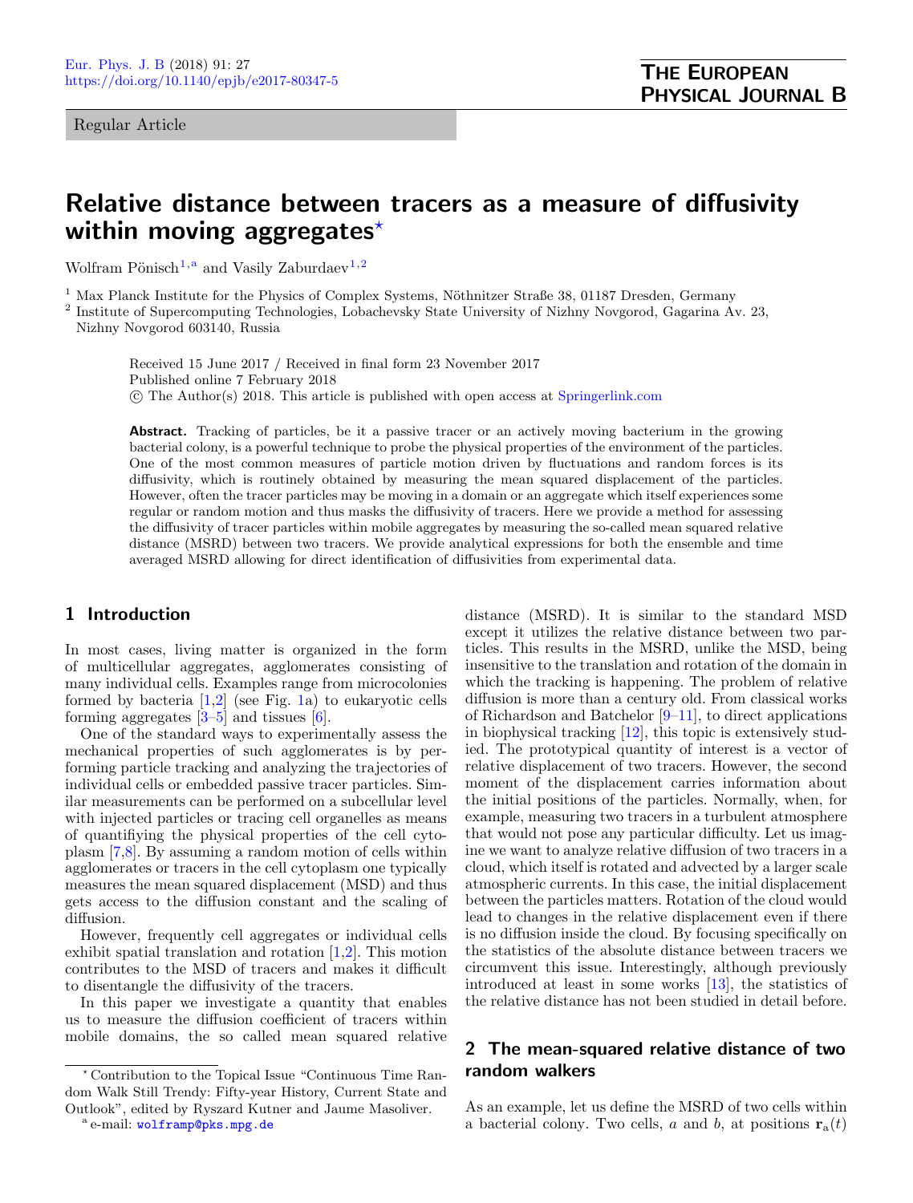Regular Article

# Relative distance between tracers as a measure of diffusivity within moving aggregates*

Wolfram Pönisch[1,a] and Vasily Zaburdaev[1,2]

[1] Max Planck Institute for the Physics of Complex Systems, Nöthnitzer Straße 38, 01187 Dresden, Germany
[2] Institute of Supercomputing Technologies, Lobachevsky State University of Nizhny Novgorod, Gagarina Av. 23, Nizhny Novgorod 603140, Russia

Received 15 June 2017 / Received in final form 23 November 2017
Published online 7 February 2018
© The Author(s) 2018. This article is published with open access at Springerlink.com

**Abstract.** Tracking of particles, be it a passive tracer or an actively moving bacterium in the growing bacterial colony, is a powerful technique to probe the physical properties of the environment of the particles. One of the most common measures of particle motion driven by fluctuations and random forces is its diffusivity, which is routinely obtained by measuring the mean squared displacement of the particles. However, often the tracer particles may be moving in a domain or an aggregate which itself experiences some regular or random motion and thus masks the diffusivity of tracers. Here we provide a method for assessing the diffusivity of tracer particles within mobile aggregates by measuring the so-called mean squared relative distance (MSRD) between two tracers. We provide analytical expressions for both the ensemble and time averaged MSRD allowing for direct identification of diffusivities from experimental data.

## 1 Introduction

In most cases, living matter is organized in the form of multicellular aggregates, agglomerates consisting of many individual cells. Examples range from microcolonies formed by bacteria [1,2] (see Fig. 1a) to eukaryotic cells forming aggregates [3–5] and tissues [6].

One of the standard ways to experimentally assess the mechanical properties of such agglomerates is by performing particle tracking and analyzing the trajectories of individual cells or embedded passive tracer particles. Similar measurements can be performed on a subcellular level with injected particles or tracing cell organelles as means of quantifying the physical properties of the cell cytoplasm [7,8]. By assuming a random motion of cells within agglomerates or tracers in the cell cytoplasm one typically measures the mean squared displacement (MSD) and thus gets access to the diffusion constant and the scaling of diffusion.

However, frequently cell aggregates or individual cells exhibit spatial translation and rotation [1,2]. This motion contributes to the MSD of tracers and makes it difficult to disentangle the diffusivity of the tracers.

In this paper we investigate a quantity that enables us to measure the diffusion coefficient of tracers within mobile domains, the so called mean squared relative distance (MSRD). It is similar to the standard MSD except it utilizes the relative distance between two particles. This results in the MSRD, unlike the MSD, being insensitive to the translation and rotation of the domain in which the tracking is happening. The problem of relative diffusion is more than a century old. From classical works of Richardson and Batchelor [9–11], to direct applications in biophysical tracking [12], this topic is extensively studied. The prototypical quantity of interest is a vector of relative displacement of two tracers. However, the second moment of the displacement carries information about the initial positions of the particles. Normally, when, for example, measuring two tracers in a turbulent atmosphere that would not pose any particular difficulty. Let us imagine we want to analyze relative diffusion of two tracers in a cloud, which itself is rotated and advected by a larger scale atmospheric currents. In this case, the initial displacement between the particles matters. Rotation of the cloud would lead to changes in the relative displacement even if there is no diffusion inside the cloud. By focusing specifically on the statistics of the absolute distance between tracers we circumvent this issue. Interestingly, although previously introduced at least in some works [13], the statistics of the relative distance has not been studied in detail before.

## 2 The mean-squared relative distance of two random walkers

As an example, let us define the MSRD of two cells within a bacterial colony. Two cells, $a$ and $b$, at positions $\mathbf{r}_a(t)$

* Contribution to the Topical Issue "Continuous Time Random Walk Still Trendy: Fifty-year History, Current State and Outlook", edited by Ryszard Kutner and Jaume Masoliver.

[a] e-mail: wolframp@pks.mpg.de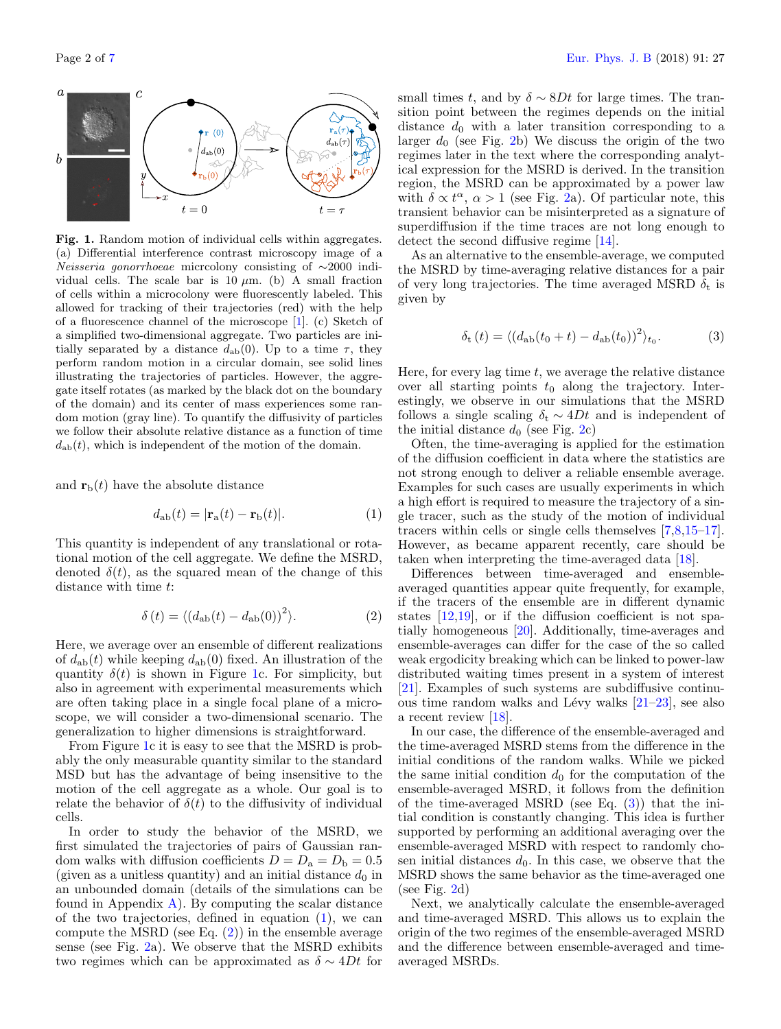**Fig. 1.** Random motion of individual cells within aggregates. (a) Differential interference contrast microscopy image of a *Neisseria gonorrhoeae* micrcolony consisting of ∼2000 individual cells. The scale bar is 10 $\mu$m. (b) A small fraction of cells within a microcolony were fluorescently labeled. This allowed for tracking of their trajectories (red) with the help of a fluorescence channel of the microscope [1]. (c) Sketch of a simplified two-dimensional aggregate. Two particles are initially separated by a distance $d_{\mathrm{ab}}(0)$. Up to a time $\tau$, they perform random motion in a circular domain, see solid lines illustrating the trajectories of particles. However, the aggregate itself rotates (as marked by the black dot on the boundary of the domain) and its center of mass experiences some random motion (gray line). To quantify the diffusivity of particles we follow their absolute relative distance as a function of time $d_{\mathrm{ab}}(t)$, which is independent of the motion of the domain.

and $\mathbf{r}_{\mathrm{b}}(t)$ have the absolute distance

$$d_{\mathrm{ab}}(t) = |\mathbf{r}_{\mathrm{a}}(t) - \mathbf{r}_{\mathrm{b}}(t)|. \quad (1)$$

This quantity is independent of any translational or rotational motion of the cell aggregate. We define the MSRD, denoted $\delta(t)$, as the squared mean of the change of this distance with time $t$:

$$\delta(t) = \langle (d_{\mathrm{ab}}(t) - d_{\mathrm{ab}}(0))^2 \rangle. \quad (2)$$

Here, we average over an ensemble of different realizations of $d_{\mathrm{ab}}(t)$ while keeping $d_{\mathrm{ab}}(0)$ fixed. An illustration of the quantity $\delta(t)$ is shown in Figure 1c. For simplicity, but also in agreement with experimental measurements which are often taking place in a single focal plane of a microscope, we will consider a two-dimensional scenario. The generalization to higher dimensions is straightforward.

From Figure 1c it is easy to see that the MSRD is probably the only measurable quantity similar to the standard MSD but has the advantage of being insensitive to the motion of the cell aggregate as a whole. Our goal is to relate the behavior of $\delta(t)$ to the diffusivity of individual cells.

In order to study the behavior of the MSRD, we first simulated the trajectories of pairs of Gaussian random walks with diffusion coefficients $D = D_{\mathrm{a}} = D_{\mathrm{b}} = 0.5$ (given as a unitless quantity) and an initial distance $d_0$ in an unbounded domain (details of the simulations can be found in Appendix A). By computing the scalar distance of the two trajectories, defined in equation (1), we can compute the MSRD (see Eq. (2)) in the ensemble average sense (see Fig. 2a). We observe that the MSRD exhibits two regimes which can be approximated as $\delta \sim 4Dt$ for small times $t$, and by $\delta \sim 8Dt$ for large times. The transition point between the regimes depends on the initial distance $d_0$ with a later transition corresponding to a larger $d_0$ (see Fig. 2b) We discuss the origin of the two regimes later in the text where the corresponding analytical expression for the MSRD is derived. In the transition region, the MSRD can be approximated by a power law with $\delta \propto t^{\alpha}$, $\alpha > 1$ (see Fig. 2a). Of particular note, this transient behavior can be misinterpreted as a signature of superdiffusion if the time traces are not long enough to detect the second diffusive regime [14].

As an alternative to the ensemble-average, we computed the MSRD by time-averaging relative distances for a pair of very long trajectories. The time averaged MSRD $\delta_{\mathrm{t}}$ is given by

$$\delta_{\mathrm{t}}(t) = \langle (d_{\mathrm{ab}}(t_0 + t) - d_{\mathrm{ab}}(t_0))^2 \rangle_{t_0}. \quad (3)$$

Here, for every lag time $t$, we average the relative distance over all starting points $t_0$ along the trajectory. Interestingly, we observe in our simulations that the MSRD follows a single scaling $\delta_{\mathrm{t}} \sim 4Dt$ and is independent of the initial distance $d_0$ (see Fig. 2c)

Often, the time-averaging is applied for the estimation of the diffusion coefficient in data where the statistics are not strong enough to deliver a reliable ensemble average. Examples for such cases are usually experiments in which a high effort is required to measure the trajectory of a single tracer, such as the study of the motion of individual tracers within cells or single cells themselves [7,8,15–17]. However, as became apparent recently, care should be taken when interpreting the time-averaged data [18].

Differences between time-averaged and ensemble-averaged quantities appear quite frequently, for example, if the tracers of the ensemble are in different dynamic states [12,19], or if the diffusion coefficient is not spatially homogeneous [20]. Additionally, time-averages and ensemble-averages can differ for the case of the so called weak ergodicity breaking which can be linked to power-law distributed waiting times present in a system of interest [21]. Examples of such systems are subdiffusive continuous time random walks and Lévy walks [21–23], see also a recent review [18].

In our case, the difference of the ensemble-averaged and the time-averaged MSRD stems from the difference in the initial conditions of the random walks. While we picked the same initial condition $d_0$ for the computation of the ensemble-averaged MSRD, it follows from the definition of the time-averaged MSRD (see Eq. (3)) that the initial condition is constantly changing. This idea is further supported by performing an additional averaging over the ensemble-averaged MSRD with respect to randomly chosen initial distances $d_0$. In this case, we observe that the MSRD shows the same behavior as the time-averaged one (see Fig. 2d)

Next, we analytically calculate the ensemble-averaged and time-averaged MSRD. This allows us to explain the origin of the two regimes of the ensemble-averaged MSRD and the difference between ensemble-averaged and time-averaged MSRDs.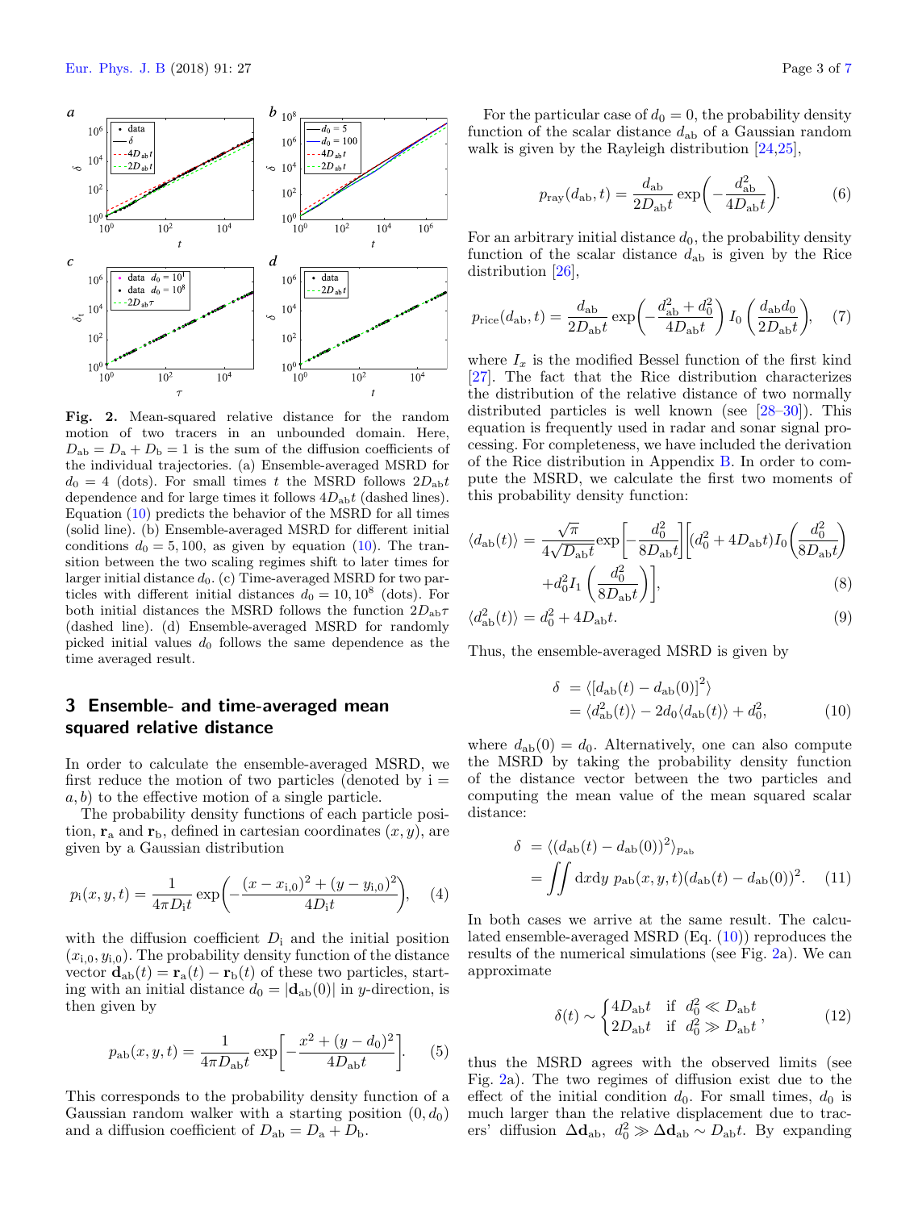**Fig. 2.** Mean-squared relative distance for the random motion of two tracers in an unbounded domain. Here, $D_{\rm ab} = D_{\rm a} + D_{\rm b} = 1$ is the sum of the diffusion coefficients of the individual trajectories. (a) Ensemble-averaged MSRD for $d_0 = 4$ (dots). For small times $t$ the MSRD follows $2D_{\rm ab}t$ dependence and for large times it follows $4D_{\rm ab}t$ (dashed lines). Equation (10) predicts the behavior of the MSRD for all times (solid line). (b) Ensemble-averaged MSRD for different initial conditions $d_0 = 5, 100$, as given by equation (10). The transition between the two scaling regimes shift to later times for larger initial distance $d_0$. (c) Time-averaged MSRD for two particles with different initial distances $d_0 = 10, 10^8$ (dots). For both initial distances the MSRD follows the function $2D_{\rm ab}\tau$ (dashed line). (d) Ensemble-averaged MSRD for randomly picked initial values $d_0$ follows the same dependence as the time averaged result.

## 3 Ensemble- and time-averaged mean squared relative distance

In order to calculate the ensemble-averaged MSRD, we first reduce the motion of two particles (denoted by $\mathrm{i} = a, b$) to the effective motion of a single particle.

The probability density functions of each particle position, $\mathbf{r}_{\rm a}$ and $\mathbf{r}_{\rm b}$, defined in cartesian coordinates $(x, y)$, are given by a Gaussian distribution

$$p_{\rm i}(x, y, t) = \frac{1}{4\pi D_{\rm i} t} \exp\left(-\frac{(x - x_{\rm i,0})^2 + (y - y_{\rm i,0})^2}{4D_{\rm i}t}\right), \quad (4)$$

with the diffusion coefficient $D_{\rm i}$ and the initial position $(x_{\rm i,0}, y_{\rm i,0})$. The probability density function of the distance vector $\mathbf{d}_{\rm ab}(t) = \mathbf{r}_{\rm a}(t) - \mathbf{r}_{\rm b}(t)$ of these two particles, starting with an initial distance $d_0 = |\mathbf{d}_{\rm ab}(0)|$ in $y$-direction, is then given by

$$p_{\rm ab}(x, y, t) = \frac{1}{4\pi D_{\rm ab} t} \exp\left[-\frac{x^2 + (y - d_0)^2}{4D_{\rm ab}t}\right]. \quad (5)$$

This corresponds to the probability density function of a Gaussian random walker with a starting position $(0, d_0)$ and a diffusion coefficient of $D_{\rm ab} = D_{\rm a} + D_{\rm b}$.

For the particular case of $d_0 = 0$, the probability density function of the scalar distance $d_{\rm ab}$ of a Gaussian random walk is given by the Rayleigh distribution [24,25],

$$p_{\rm ray}(d_{\rm ab}, t) = \frac{d_{\rm ab}}{2D_{\rm ab}t} \exp\left(-\frac{d_{\rm ab}^2}{4D_{\rm ab}t}\right). \quad (6)$$

For an arbitrary initial distance $d_0$, the probability density function of the scalar distance $d_{\rm ab}$ is given by the Rice distribution [26],

$$p_{\rm rice}(d_{\rm ab}, t) = \frac{d_{\rm ab}}{2D_{\rm ab}t} \exp\left(-\frac{d_{\rm ab}^2 + d_0^2}{4D_{\rm ab}t}\right) I_0\left(\frac{d_{\rm ab}d_0}{2D_{\rm ab}t}\right), \quad (7)$$

where $I_x$ is the modified Bessel function of the first kind [27]. The fact that the Rice distribution characterizes the distribution of the relative distance of two normally distributed particles is well known (see [28–30]). This equation is frequently used in radar and sonar signal processing. For completeness, we have included the derivation of the Rice distribution in Appendix B. In order to compute the MSRD, we calculate the first two moments of this probability density function:

$$\langle d_{\rm ab}(t)\rangle = \frac{\sqrt{\pi}}{4\sqrt{D_{\rm ab}t}} \exp\left[-\frac{d_0^2}{8D_{\rm ab}t}\right]\left[(d_0^2 + 4D_{\rm ab}t) I_0\left(\frac{d_0^2}{8D_{\rm ab}t}\right) + d_0^2 I_1\left(\frac{d_0^2}{8D_{\rm ab}t}\right)\right], \quad (8)$$

$$\langle d_{\rm ab}^2(t)\rangle = d_0^2 + 4D_{\rm ab}t. \quad (9)$$

Thus, the ensemble-averaged MSRD is given by

$$\begin{aligned} \delta &= \langle [d_{\rm ab}(t) - d_{\rm ab}(0)]^2\rangle \\ &= \langle d_{\rm ab}^2(t)\rangle - 2d_0\langle d_{\rm ab}(t)\rangle + d_0^2, \end{aligned} \quad (10)$$

where $d_{\rm ab}(0) = d_0$. Alternatively, one can also compute the MSRD by taking the probability density function of the distance vector between the two particles and computing the mean value of the mean squared scalar distance:

$$\begin{aligned} \delta &= \langle (d_{\rm ab}(t) - d_{\rm ab}(0))^2\rangle_{p_{\rm ab}} \\ &= \iint {\rm d}x{\rm d}y\; p_{\rm ab}(x, y, t)(d_{\rm ab}(t) - d_{\rm ab}(0))^2. \end{aligned} \quad (11)$$

In both cases we arrive at the same result. The calculated ensemble-averaged MSRD (Eq. (10)) reproduces the results of the numerical simulations (see Fig. 2a). We can approximate

$$\delta(t) \sim \begin{cases} 4D_{\rm ab}t & \text{if } d_0^2 \ll D_{\rm ab}t \\ 2D_{\rm ab}t & \text{if } d_0^2 \gg D_{\rm ab}t \end{cases}, \quad (12)$$

thus the MSRD agrees with the observed limits (see Fig. 2a). The two regimes of diffusion exist due to the effect of the initial condition $d_0$. For small times, $d_0$ is much larger than the relative displacement due to tracers' diffusion $\Delta\mathbf{d}_{\rm ab}$, $d_0^2 \gg \Delta\mathbf{d}_{\rm ab} \sim D_{\rm ab}t$. By expanding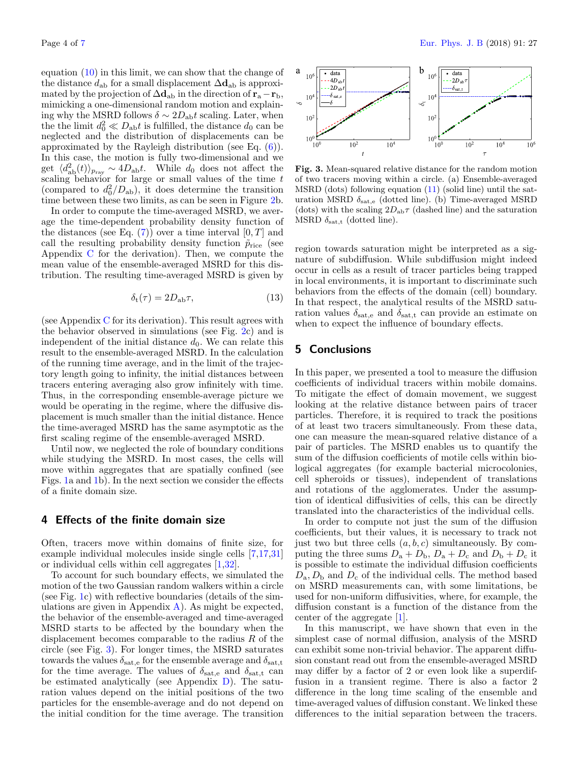equation (10) in this limit, we can show that the change of the distance $d_{\mathrm{ab}}$ for a small displacement $\Delta \mathbf{d}_{\mathrm{ab}}$ is approximated by the projection of $\Delta \mathbf{d}_{\mathrm{ab}}$ in the direction of $\mathbf{r}_{\mathrm{a}} - \mathbf{r}_{\mathrm{b}}$, mimicking a one-dimensional random motion and explaining why the MSRD follows $\delta \sim 2D_{\mathrm{ab}}t$ scaling. Later, when the the limit $d_0^2 \ll D_{\mathrm{ab}}t$ is fulfilled, the distance $d_0$ can be neglected and the distribution of displacements can be approximated by the Rayleigh distribution (see Eq. (6)). In this case, the motion is fully two-dimensional and we get $\langle d_{\mathrm{ab}}^2(t) \rangle_{p_{\mathrm{ray}}} \sim 4D_{\mathrm{ab}}t$. While $d_0$ does not affect the scaling behavior for large or small values of the time $t$ (compared to $d_0^2/D_{\mathrm{ab}}$), it does determine the transition time between these two limits, as can be seen in Figure 2b.

In order to compute the time-averaged MSRD, we average the time-dependent probability density function of the distances (see Eq. (7)) over a time interval $[0, T]$ and call the resulting probability density function $\tilde{p}_{\mathrm{rice}}$ (see Appendix C for the derivation). Then, we compute the mean value of the ensemble-averaged MSRD for this distribution. The resulting time-averaged MSRD is given by

$$\delta_{\mathrm{t}}(\tau) = 2D_{\mathrm{ab}}\tau, \tag{13}$$

(see Appendix C for its derivation). This result agrees with the behavior observed in simulations (see Fig. 2c) and is independent of the initial distance $d_0$. We can relate this result to the ensemble-averaged MSRD. In the calculation of the running time average, and in the limit of the trajectory length going to infinity, the initial distances between tracers entering averaging also grow infinitely with time. Thus, in the corresponding ensemble-average picture we would be operating in the regime, where the diffusive displacement is much smaller than the initial distance. Hence the time-averaged MSRD has the same asymptotic as the first scaling regime of the ensemble-averaged MSRD.

Until now, we neglected the role of boundary conditions while studying the MSRD. In most cases, the cells will move within aggregates that are spatially confined (see Figs. 1a and 1b). In the next section we consider the effects of a finite domain size.

## 4 Effects of the finite domain size

Often, tracers move within domains of finite size, for example individual molecules inside single cells [7,17,31] or individual cells within cell aggregates [1,32].

To account for such boundary effects, we simulated the motion of the two Gaussian random walkers within a circle (see Fig. 1c) with reflective boundaries (details of the simulations are given in Appendix A). As might be expected, the behavior of the ensemble-averaged and time-averaged MSRD starts to be affected by the boundary when the displacement becomes comparable to the radius $R$ of the circle (see Fig. 3). For longer times, the MSRD saturates towards the values $\delta_{\mathrm{sat,e}}$ for the ensemble average and $\delta_{\mathrm{sat,t}}$ for the time average. The values of $\delta_{\mathrm{sat,e}}$ and $\delta_{\mathrm{sat,t}}$ can be estimated analytically (see Appendix D). The saturation values depend on the initial positions of the two particles for the ensemble-average and do not depend on the initial condition for the time average. The transition region towards saturation might be interpreted as a signature of subdiffusion. While subdiffusion might indeed occur in cells as a result of tracer particles being trapped in local environments, it is important to discriminate such behaviors from the effects of the domain (cell) boundary. In that respect, the analytical results of the MSRD saturation values $\delta_{\mathrm{sat,e}}$ and $\delta_{\mathrm{sat,t}}$ can provide an estimate on when to expect the influence of boundary effects.

**Fig. 3.** Mean-squared relative distance for the random motion of two tracers moving within a circle. (a) Ensemble-averaged MSRD (dots) following equation (11) (solid line) until the saturation MSRD $\delta_{\mathrm{sat,e}}$ (dotted line). (b) Time-averaged MSRD (dots) with the scaling $2D_{\mathrm{ab}}\tau$ (dashed line) and the saturation MSRD $\delta_{\mathrm{sat,t}}$ (dotted line).

## 5 Conclusions

In this paper, we presented a tool to measure the diffusion coefficients of individual tracers within mobile domains. To mitigate the effect of domain movement, we suggest looking at the relative distance between pairs of tracer particles. Therefore, it is required to track the positions of at least two tracers simultaneously. From these data, one can measure the mean-squared relative distance of a pair of particles. The MSRD enables us to quantify the sum of the diffusion coefficients of motile cells within biological aggregates (for example bacterial microcolonies, cell spheroids or tissues), independent of translations and rotations of the agglomerates. Under the assumption of identical diffusivities of cells, this can be directly translated into the characteristics of the individual cells.

In order to compute not just the sum of the diffusion coefficients, but their values, it is necessary to track not just two but three cells $(a, b, c)$ simultaneously. By computing the three sums $D_{\mathrm{a}} + D_{\mathrm{b}}$, $D_{\mathrm{a}} + D_{\mathrm{c}}$ and $D_{\mathrm{b}} + D_{\mathrm{c}}$ it is possible to estimate the individual diffusion coefficients $D_{\mathrm{a}}, D_{\mathrm{b}}$ and $D_{\mathrm{c}}$ of the individual cells. The method based on MSRD measurements can, with some limitations, be used for non-uniform diffusivities, where, for example, the diffusion constant is a function of the distance from the center of the aggregate [1].

In this manuscript, we have shown that even in the simplest case of normal diffusion, analysis of the MSRD can exhibit some non-trivial behavior. The apparent diffusion constant read out from the ensemble-averaged MSRD may differ by a factor of 2 or even look like a superdiffusion in a transient regime. There is also a factor 2 difference in the long time scaling of the ensemble and time-averaged values of diffusion constant. We linked these differences to the initial separation between the tracers.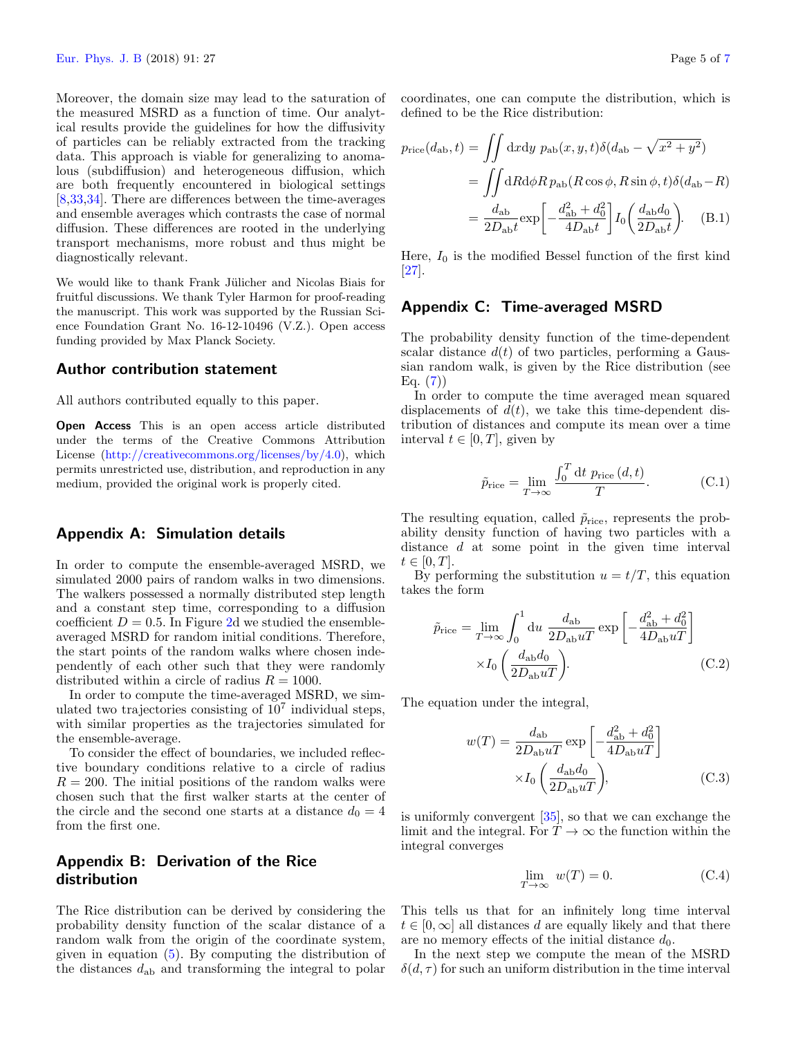Moreover, the domain size may lead to the saturation of the measured MSRD as a function of time. Our analytical results provide the guidelines for how the diffusivity of particles can be reliably extracted from the tracking data. This approach is viable for generalizing to anomalous (subdiffusion) and heterogeneous diffusion, which are both frequently encountered in biological settings [8,33,34]. There are differences between the time-averages and ensemble averages which contrasts the case of normal diffusion. These differences are rooted in the underlying transport mechanisms, more robust and thus might be diagnostically relevant.

We would like to thank Frank Jülicher and Nicolas Biais for fruitful discussions. We thank Tyler Harmon for proof-reading the manuscript. This work was supported by the Russian Science Foundation Grant No. 16-12-10496 (V.Z.). Open access funding provided by Max Planck Society.

## Author contribution statement

All authors contributed equally to this paper.

**Open Access** This is an open access article distributed under the terms of the Creative Commons Attribution License (http://creativecommons.org/licenses/by/4.0), which permits unrestricted use, distribution, and reproduction in any medium, provided the original work is properly cited.

## Appendix A: Simulation details

In order to compute the ensemble-averaged MSRD, we simulated 2000 pairs of random walks in two dimensions. The walkers possessed a normally distributed step length and a constant step time, corresponding to a diffusion coefficient $D = 0.5$. In Figure 2d we studied the ensemble-averaged MSRD for random initial conditions. Therefore, the start points of the random walks where chosen independently of each other such that they were randomly distributed within a circle of radius $R = 1000$.

In order to compute the time-averaged MSRD, we simulated two trajectories consisting of $10^7$ individual steps, with similar properties as the trajectories simulated for the ensemble-average.

To consider the effect of boundaries, we included reflective boundary conditions relative to a circle of radius $R = 200$. The initial positions of the random walks were chosen such that the first walker starts at the center of the circle and the second one starts at a distance $d_0 = 4$ from the first one.

## Appendix B: Derivation of the Rice distribution

The Rice distribution can be derived by considering the probability density function of the scalar distance of a random walk from the origin of the coordinate system, given in equation (5). By computing the distribution of the distances $d_{\rm ab}$ and transforming the integral to polar coordinates, one can compute the distribution, which is defined to be the Rice distribution:

$$
\begin{aligned}
p_{\rm rice}(d_{\rm ab}, t) &= \iint \mathrm{d}x\mathrm{d}y\; p_{\rm ab}(x,y,t)\delta(d_{\rm ab} - \sqrt{x^2+y^2}) \\
&= \iint \mathrm{d}R\mathrm{d}\phi R\, p_{\rm ab}(R\cos\phi, R\sin\phi, t)\delta(d_{\rm ab} - R) \\
&= \frac{d_{\rm ab}}{2D_{\rm ab}t}\exp\left[-\frac{d_{\rm ab}^2 + d_0^2}{4D_{\rm ab}t}\right] I_0\left(\frac{d_{\rm ab}d_0}{2D_{\rm ab}t}\right). \qquad \text{(B.1)}
\end{aligned}
$$

Here, $I_0$ is the modified Bessel function of the first kind [27].

## Appendix C: Time-averaged MSRD

The probability density function of the time-dependent scalar distance $d(t)$ of two particles, performing a Gaussian random walk, is given by the Rice distribution (see Eq. (7))

In order to compute the time averaged mean squared displacements of $d(t)$, we take this time-dependent distribution of distances and compute its mean over a time interval $t \in [0, T]$, given by

$$
\tilde{p}_{\rm rice} = \lim_{T\to\infty} \frac{\int_0^T \mathrm{d}t\; p_{\rm rice}\,(d,t)}{T}. \qquad \text{(C.1)}
$$

The resulting equation, called $\tilde{p}_{\rm rice}$, represents the probability density function of having two particles with a distance $d$ at some point in the given time interval $t \in [0, T]$.

By performing the substitution $u = t/T$, this equation takes the form

$$
\begin{aligned}
\tilde{p}_{\rm rice} = \lim_{T\to\infty} \int_0^1 \mathrm{d}u\; \frac{d_{\rm ab}}{2D_{\rm ab}uT} \exp\left[-\frac{d_{\rm ab}^2 + d_0^2}{4D_{\rm ab}uT}\right] \\
\times I_0\left(\frac{d_{\rm ab}d_0}{2D_{\rm ab}uT}\right). \qquad \text{(C.2)}
\end{aligned}
$$

The equation under the integral,

$$
\begin{aligned}
w(T) = \frac{d_{\rm ab}}{2D_{\rm ab}uT} \exp\left[-\frac{d_{\rm ab}^2 + d_0^2}{4D_{\rm ab}uT}\right] \\
\times I_0\left(\frac{d_{\rm ab}d_0}{2D_{\rm ab}uT}\right), \qquad \text{(C.3)}
\end{aligned}
$$

is uniformly convergent [35], so that we can exchange the limit and the integral. For $T \to \infty$ the function within the integral converges

$$
\lim_{T\to\infty} w(T) = 0. \qquad \text{(C.4)}
$$

This tells us that for an infinitely long time interval $t \in [0, \infty]$ all distances $d$ are equally likely and that there are no memory effects of the initial distance $d_0$.

In the next step we compute the mean of the MSRD $\delta(d, \tau)$ for such an uniform distribution in the time interval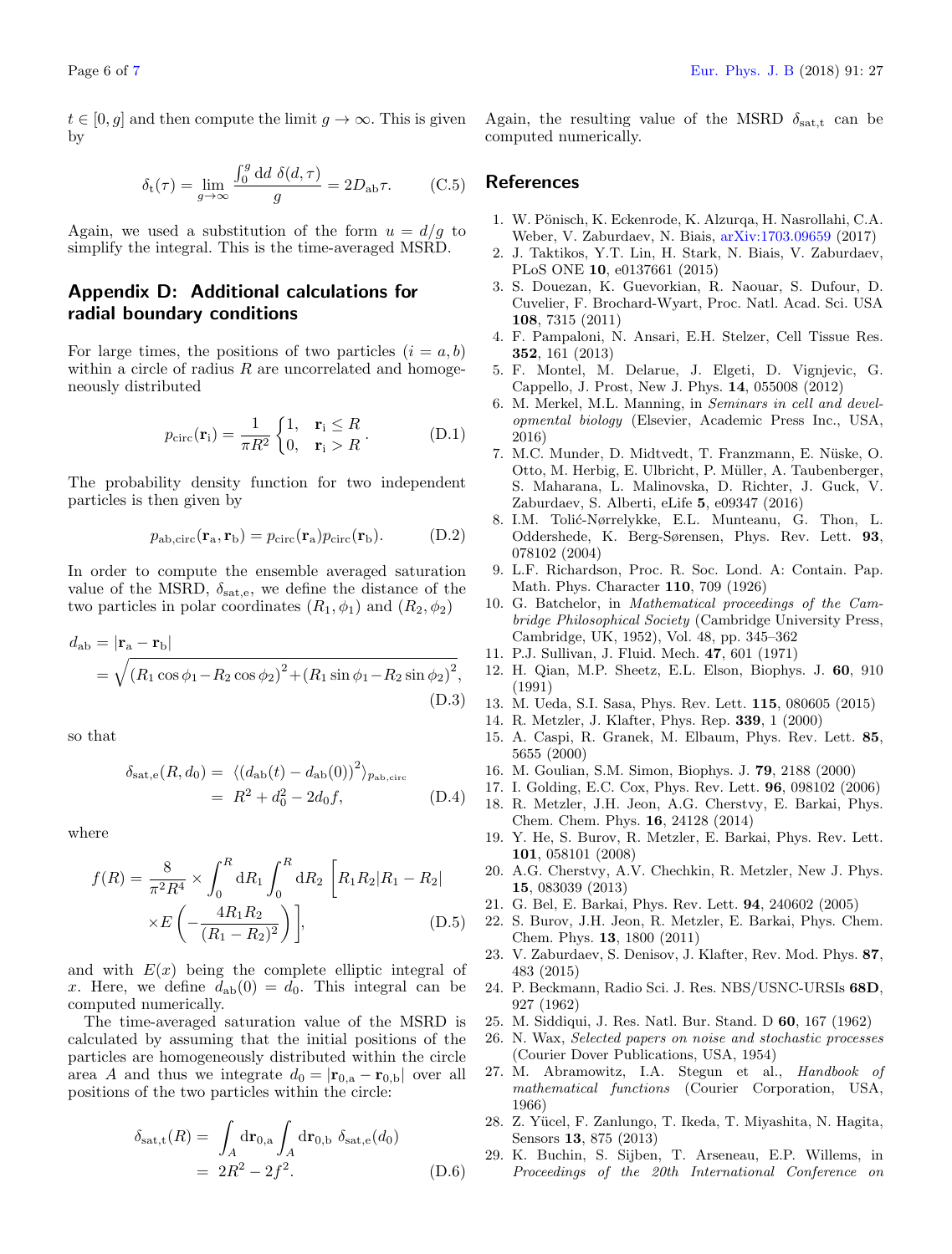$t \in [0, g]$ and then compute the limit $g \to \infty$. This is given by

$$\delta_{\mathrm{t}}(\tau) = \lim_{g\to\infty} \frac{\int_0^g \mathrm{d}d\ \delta(d,\tau)}{g} = 2D_{\mathrm{ab}}\tau. \tag{C.5}$$

Again, we used a substitution of the form $u = d/g$ to simplify the integral. This is the time-averaged MSRD.

## Appendix D: Additional calculations for radial boundary conditions

For large times, the positions of two particles ($i = a, b$) within a circle of radius $R$ are uncorrelated and homogeneously distributed

$$p_{\mathrm{circ}}(\mathbf{r}_{\mathrm{i}}) = \frac{1}{\pi R^2} \begin{cases} 1, & \mathbf{r}_{\mathrm{i}} \leq R \\ 0, & \mathbf{r}_{\mathrm{i}} > R \end{cases}. \tag{D.1}$$

The probability density function for two independent particles is then given by

$$p_{\mathrm{ab,circ}}(\mathbf{r}_{\mathrm{a}}, \mathbf{r}_{\mathrm{b}}) = p_{\mathrm{circ}}(\mathbf{r}_{\mathrm{a}}) p_{\mathrm{circ}}(\mathbf{r}_{\mathrm{b}}). \tag{D.2}$$

In order to compute the ensemble averaged saturation value of the MSRD, $\delta_{\mathrm{sat,e}}$, we define the distance of the two particles in polar coordinates $(R_1, \phi_1)$ and $(R_2, \phi_2)$

$$\begin{aligned} d_{\mathrm{ab}} &= |\mathbf{r}_{\mathrm{a}} - \mathbf{r}_{\mathrm{b}}| \\ &= \sqrt{(R_1\cos\phi_1 - R_2\cos\phi_2)^2 + (R_1\sin\phi_1 - R_2\sin\phi_2)^2}, \end{aligned} \tag{D.3}$$

so that

$$\begin{aligned} \delta_{\mathrm{sat,e}}(R, d_0) &= \langle (d_{\mathrm{ab}}(t) - d_{\mathrm{ab}}(0))^2 \rangle_{p_{\mathrm{ab,circ}}} \\ &= R^2 + d_0^2 - 2d_0 f, \end{aligned} \tag{D.4}$$

where

$$\begin{aligned} f(R) = \frac{8}{\pi^2 R^4} \times \int_0^R \mathrm{d}R_1 \int_0^R \mathrm{d}R_2 \Bigg[ & R_1 R_2 |R_1 - R_2| \\ & \times E\left( -\frac{4R_1R_2}{(R_1 - R_2)^2} \right) \Bigg], \end{aligned} \tag{D.5}$$

and with $E(x)$ being the complete elliptic integral of $x$. Here, we define $d_{\mathrm{ab}}(0) = d_0$. This integral can be computed numerically.

The time-averaged saturation value of the MSRD is calculated by assuming that the initial positions of the particles are homogeneously distributed within the circle area $A$ and thus we integrate $d_0 = |\mathbf{r}_{0,\mathrm{a}} - \mathbf{r}_{0,\mathrm{b}}|$ over all positions of the two particles within the circle:

$$\begin{aligned} \delta_{\mathrm{sat,t}}(R) &= \int_A \mathrm{d}\mathbf{r}_{0,\mathrm{a}} \int_A \mathrm{d}\mathbf{r}_{0,\mathrm{b}}\ \delta_{\mathrm{sat,e}}(d_0) \\ &= 2R^2 - 2f^2. \end{aligned} \tag{D.6}$$

Again, the resulting value of the MSRD $\delta_{\mathrm{sat,t}}$ can be computed numerically.

## References

1. W. Pönisch, K. Eckenrode, K. Alzurqa, H. Nasrollahi, C.A. Weber, V. Zaburdaev, N. Biais, arXiv:1703.09659 (2017)
2. J. Taktikos, Y.T. Lin, H. Stark, N. Biais, V. Zaburdaev, PLoS ONE **10**, e0137661 (2015)
3. S. Douezan, K. Guevorkian, R. Naouar, S. Dufour, D. Cuvelier, F. Brochard-Wyart, Proc. Natl. Acad. Sci. USA **108**, 7315 (2011)
4. F. Pampaloni, N. Ansari, E.H. Stelzer, Cell Tissue Res. **352**, 161 (2013)
5. F. Montel, M. Delarue, J. Elgeti, D. Vignjevic, G. Cappello, J. Prost, New J. Phys. **14**, 055008 (2012)
6. M. Merkel, M.L. Manning, in *Seminars in cell and developmental biology* (Elsevier, Academic Press Inc., USA, 2016)
7. M.C. Munder, D. Midtvedt, T. Franzmann, E. Nüske, O. Otto, M. Herbig, E. Ulbricht, P. Müller, A. Taubenberger, S. Maharana, L. Malinovska, D. Richter, J. Guck, V. Zaburdaev, S. Alberti, eLife **5**, e09347 (2016)
8. I.M. Tolić-Nørrelykke, E.L. Munteanu, G. Thon, L. Oddershede, K. Berg-Sørensen, Phys. Rev. Lett. **93**, 078102 (2004)
9. L.F. Richardson, Proc. R. Soc. Lond. A: Contain. Pap. Math. Phys. Character **110**, 709 (1926)
10. G. Batchelor, in *Mathematical proceedings of the Cambridge Philosophical Society* (Cambridge University Press, Cambridge, UK, 1952), Vol. 48, pp. 345–362
11. P.J. Sullivan, J. Fluid. Mech. **47**, 601 (1971)
12. H. Qian, M.P. Sheetz, E.L. Elson, Biophys. J. **60**, 910 (1991)
13. M. Ueda, S.I. Sasa, Phys. Rev. Lett. **115**, 080605 (2015)
14. R. Metzler, J. Klafter, Phys. Rep. **339**, 1 (2000)
15. A. Caspi, R. Granek, M. Elbaum, Phys. Rev. Lett. **85**, 5655 (2000)
16. M. Goulian, S.M. Simon, Biophys. J. **79**, 2188 (2000)
17. I. Golding, E.C. Cox, Phys. Rev. Lett. **96**, 098102 (2006)
18. R. Metzler, J.H. Jeon, A.G. Cherstvy, E. Barkai, Phys. Chem. Chem. Phys. **16**, 24128 (2014)
19. Y. He, S. Burov, R. Metzler, E. Barkai, Phys. Rev. Lett. **101**, 058101 (2008)
20. A.G. Cherstvy, A.V. Chechkin, R. Metzler, New J. Phys. **15**, 083039 (2013)
21. G. Bel, E. Barkai, Phys. Rev. Lett. **94**, 240602 (2005)
22. S. Burov, J.H. Jeon, R. Metzler, E. Barkai, Phys. Chem. Chem. Phys. **13**, 1800 (2011)
23. V. Zaburdaev, S. Denisov, J. Klafter, Rev. Mod. Phys. **87**, 483 (2015)
24. P. Beckmann, Radio Sci. J. Res. NBS/USNC-URSIs **68D**, 927 (1962)
25. M. Siddiqui, J. Res. Natl. Bur. Stand. D **60**, 167 (1962)
26. N. Wax, *Selected papers on noise and stochastic processes* (Courier Dover Publications, USA, 1954)
27. M. Abramowitz, I.A. Stegun et al., *Handbook of mathematical functions* (Courier Corporation, USA, 1966)
28. Z. Yücel, F. Zanlungo, T. Ikeda, T. Miyashita, N. Hagita, Sensors **13**, 875 (2013)
29. K. Buchin, S. Sijben, T. Arseneau, E.P. Willems, in *Proceedings of the 20th International Conference on*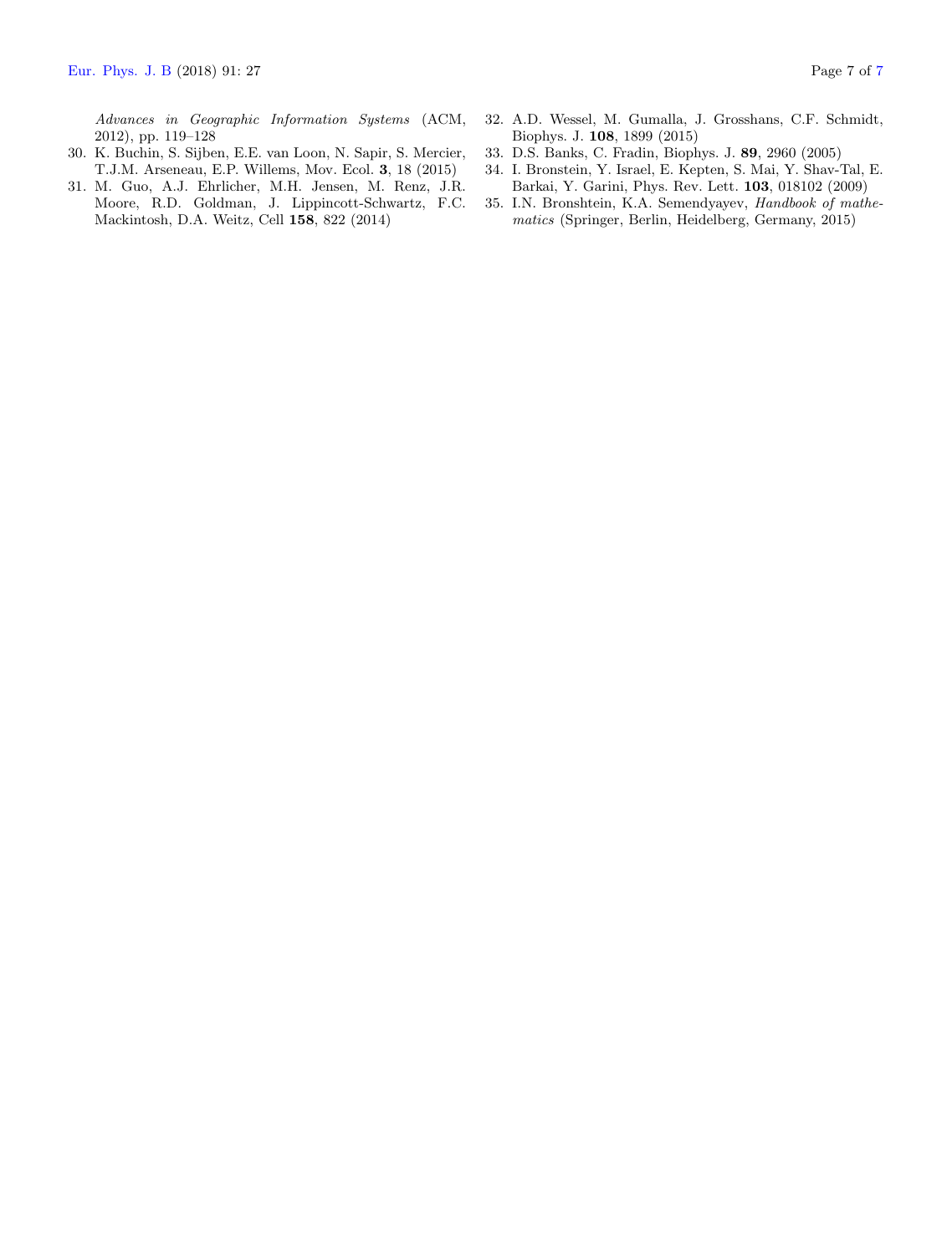*Advances in Geographic Information Systems* (ACM, 2012), pp. 119–128

30. K. Buchin, S. Sijben, E.E. van Loon, N. Sapir, S. Mercier, T.J.M. Arseneau, E.P. Willems, Mov. Ecol. **3**, 18 (2015)
31. M. Guo, A.J. Ehrlicher, M.H. Jensen, M. Renz, J.R. Moore, R.D. Goldman, J. Lippincott-Schwartz, F.C. Mackintosh, D.A. Weitz, Cell **158**, 822 (2014)
32. A.D. Wessel, M. Gumalla, J. Grosshans, C.F. Schmidt, Biophys. J. **108**, 1899 (2015)
33. D.S. Banks, C. Fradin, Biophys. J. **89**, 2960 (2005)
34. I. Bronstein, Y. Israel, E. Kepten, S. Mai, Y. Shav-Tal, E. Barkai, Y. Garini, Phys. Rev. Lett. **103**, 018102 (2009)
35. I.N. Bronshtein, K.A. Semendyayev, *Handbook of mathematics* (Springer, Berlin, Heidelberg, Germany, 2015)